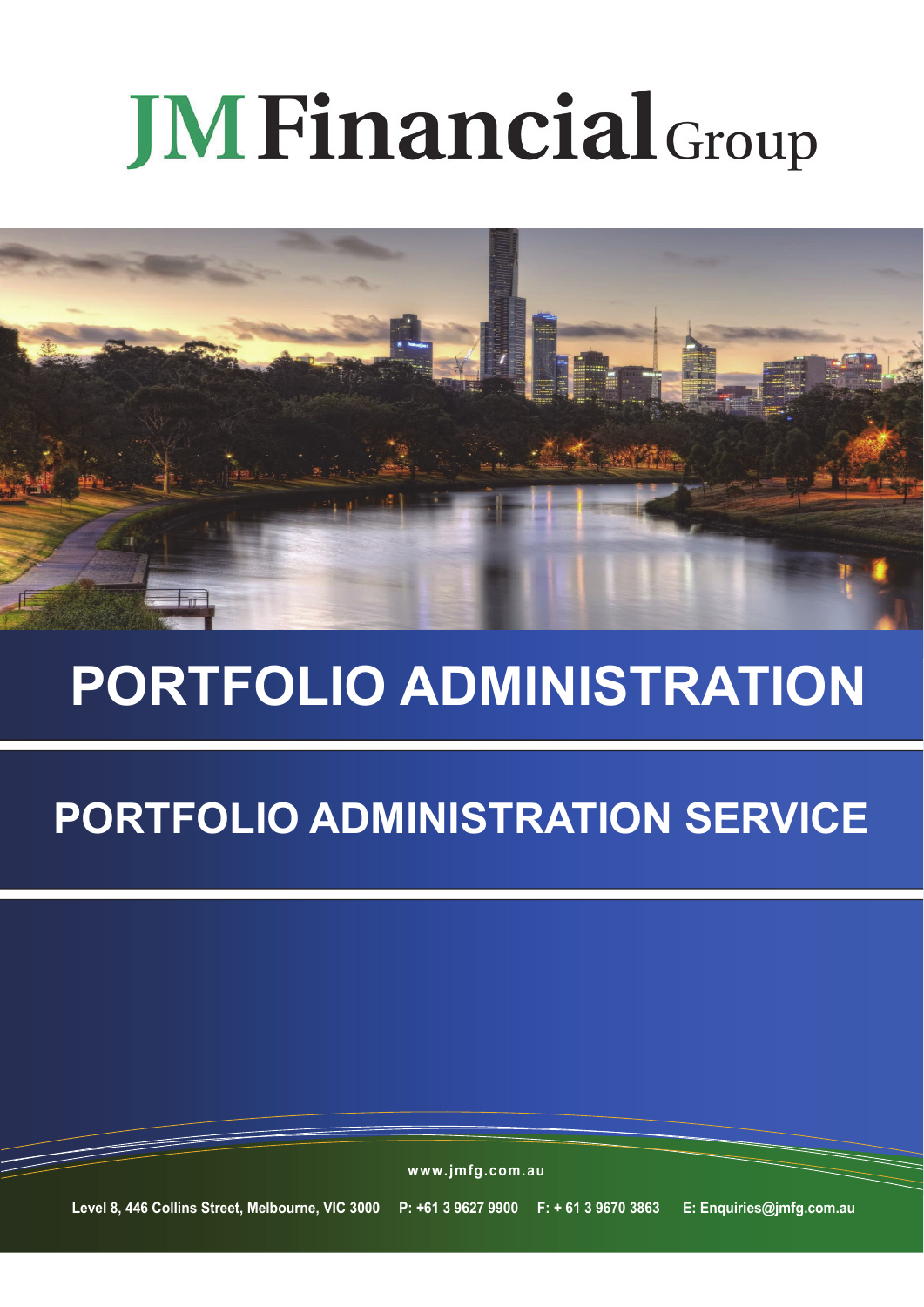# JM Financial Group

# PORTFOLIO ADMINISTRATION

## PORTFOLIO ADMINISTRATION SERVICE

www.jmfg.com.au

Level 8, 446 Collins Street, Melbourne, VIC 3000 P: +61 3 9627 9900 F: + 61 3 9670 3863 E: Enquiries@jmfg.com.au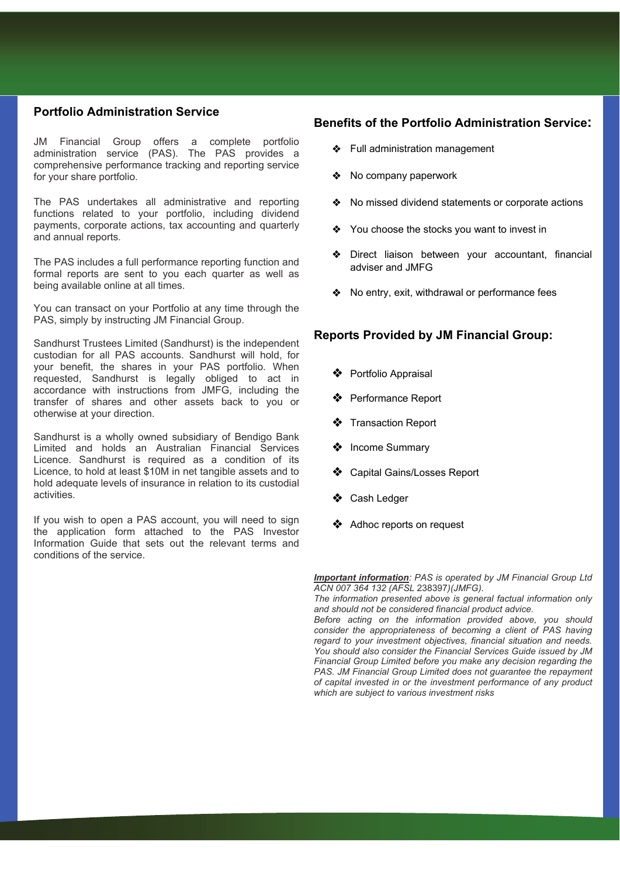## Portfolio Administration Service

JM Financial Group offers a complete portfolio administration service (PAS). The PAS provides a comprehensive performance tracking and reporting service for your share portfolio.

The PAS undertakes all administrative and reporting functions related to your portfolio, including dividend payments, corporate actions, tax accounting and quarterly and annual reports.

The PAS includes a full performance reporting function and formal reports are sent to you each quarter as well as being available online at all times.

You can transact on your Portfolio at any time through the PAS, simply by instructing JM Financial Group.

Sandhurst Trustees Limited (Sandhurst) is the independent custodian for all PAS accounts. Sandhurst will hold, for your benefit, the shares in your PAS portfolio. When requested, Sandhurst is legally obliged to act in accordance with instructions from JMFG, including the transfer of shares and other assets back to you or otherwise at your direction.

Sandhurst is a wholly owned subsidiary of Bendigo Bank Limited and holds an Australian Financial Services Licence. Sandhurst is required as a condition of its Licence, to hold at least $10M in net tangible assets and to hold adequate levels of insurance in relation to its custodial activities.

If you wish to open a PAS account, you will need to sign the application form attached to the PAS Investor Information Guide that sets out the relevant terms and conditions of the service.

## Benefits of the Portfolio Administration Service:

- Full administration management
- No company paperwork
- No missed dividend statements or corporate actions
- You choose the stocks you want to invest in
- Direct liaison between your accountant, financial adviser and JMFG
- No entry, exit, withdrawal or performance fees

## Reports Provided by JM Financial Group:

- Portfolio Appraisal
- Performance Report
- Transaction Report
- Income Summary
- Capital Gains/Losses Report
- Cash Ledger
- Adhoc reports on request

***Important information****: PAS is operated by JM Financial Group Ltd ACN 007 364 132 (AFSL* 238397*)(JMFG).*
*The information presented above is general factual information only and should not be considered financial product advice.*
*Before acting on the information provided above, you should consider the appropriateness of becoming a client of PAS having regard to your investment objectives, financial situation and needs. You should also consider the Financial Services Guide issued by JM Financial Group Limited before you make any decision regarding the PAS. JM Financial Group Limited does not guarantee the repayment of capital invested in or the investment performance of any product which are subject to various investment risks*